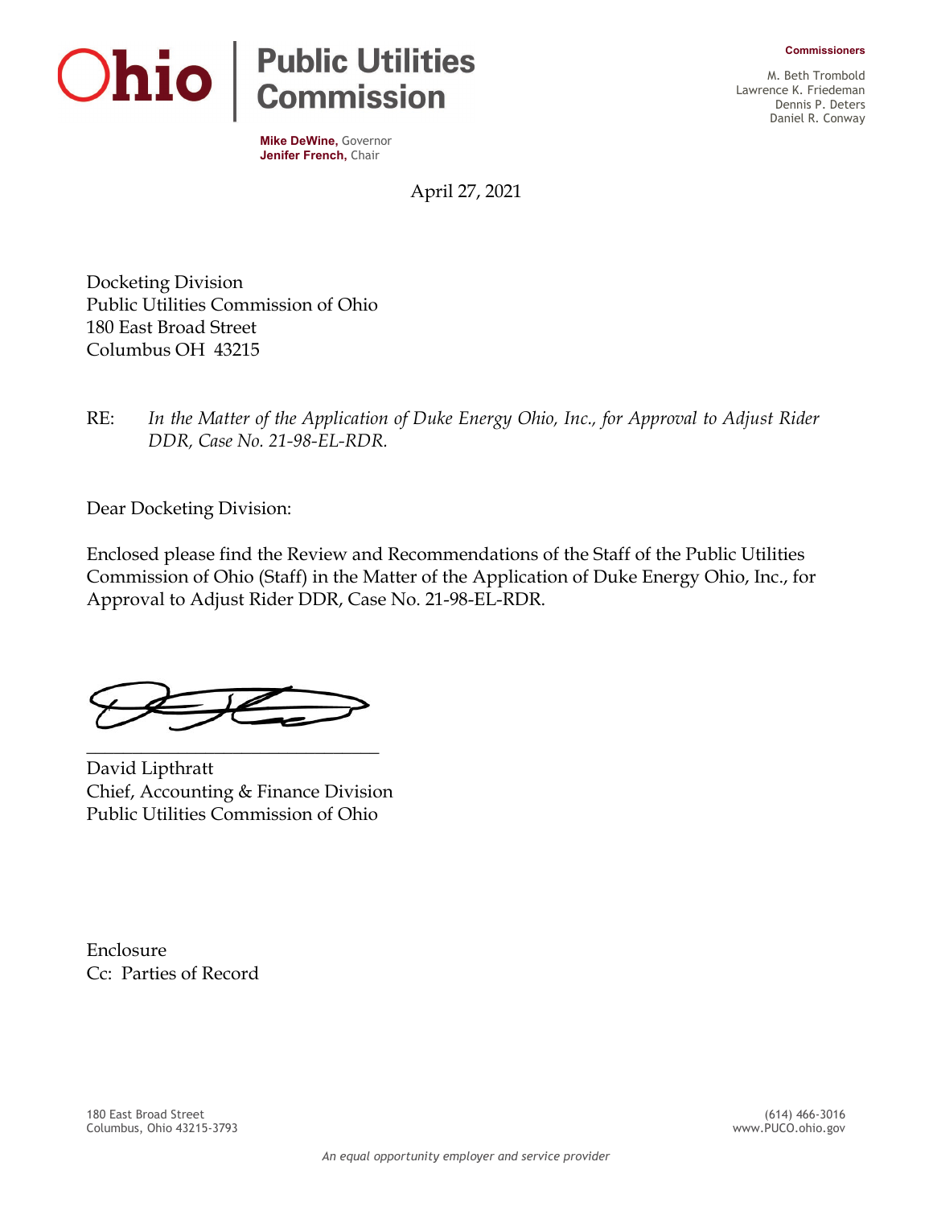**Ohio | Public Utilities Commission**

**Mike DeWine,** Governor
**Jenifer French,** Chair

**Commissioners**

M. Beth Trombold
Lawrence K. Friedeman
Dennis P. Deters
Daniel R. Conway

April 27, 2021

Docketing Division
Public Utilities Commission of Ohio
180 East Broad Street
Columbus OH 43215

RE: *In the Matter of the Application of Duke Energy Ohio, Inc., for Approval to Adjust Rider DDR, Case No. 21-98-EL-RDR.*

Dear Docketing Division:

Enclosed please find the Review and Recommendations of the Staff of the Public Utilities Commission of Ohio (Staff) in the Matter of the Application of Duke Energy Ohio, Inc., for Approval to Adjust Rider DDR, Case No. 21-98-EL-RDR.

_______________________________
David Lipthratt
Chief, Accounting & Finance Division
Public Utilities Commission of Ohio

Enclosure
Cc: Parties of Record

180 East Broad Street
Columbus, Ohio 43215-3793

(614) 466-3016
www.PUCO.ohio.gov

*An equal opportunity employer and service provider*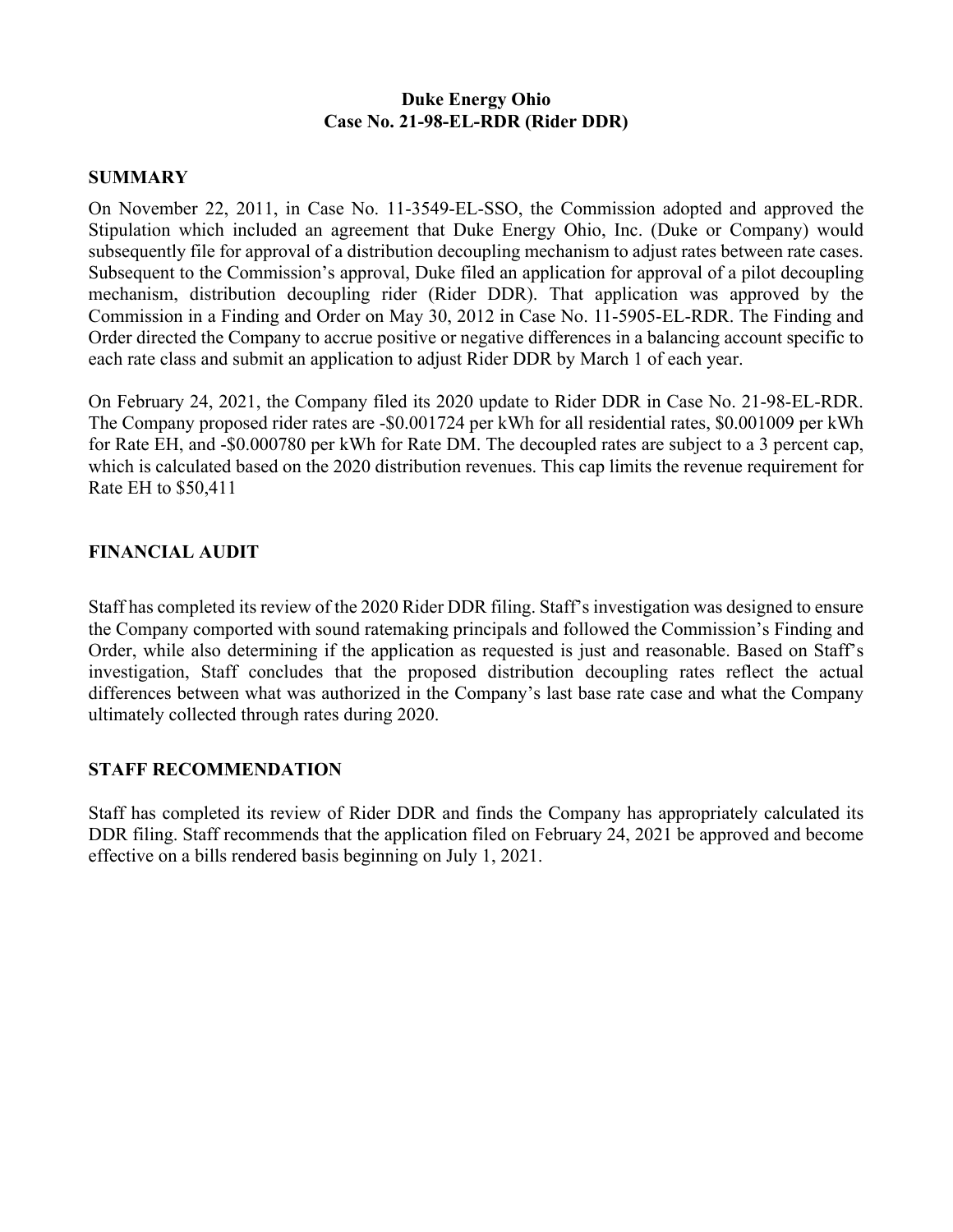**Duke Energy Ohio**
**Case No. 21-98-EL-RDR (Rider DDR)**

## SUMMARY

On November 22, 2011, in Case No. 11-3549-EL-SSO, the Commission adopted and approved the Stipulation which included an agreement that Duke Energy Ohio, Inc. (Duke or Company) would subsequently file for approval of a distribution decoupling mechanism to adjust rates between rate cases. Subsequent to the Commission's approval, Duke filed an application for approval of a pilot decoupling mechanism, distribution decoupling rider (Rider DDR). That application was approved by the Commission in a Finding and Order on May 30, 2012 in Case No. 11-5905-EL-RDR. The Finding and Order directed the Company to accrue positive or negative differences in a balancing account specific to each rate class and submit an application to adjust Rider DDR by March 1 of each year.

On February 24, 2021, the Company filed its 2020 update to Rider DDR in Case No. 21-98-EL-RDR. The Company proposed rider rates are -$0.001724 per kWh for all residential rates, $0.001009 per kWh for Rate EH, and -$0.000780 per kWh for Rate DM. The decoupled rates are subject to a 3 percent cap, which is calculated based on the 2020 distribution revenues. This cap limits the revenue requirement for Rate EH to $50,411

## FINANCIAL AUDIT

Staff has completed its review of the 2020 Rider DDR filing. Staff's investigation was designed to ensure the Company comported with sound ratemaking principals and followed the Commission's Finding and Order, while also determining if the application as requested is just and reasonable. Based on Staff's investigation, Staff concludes that the proposed distribution decoupling rates reflect the actual differences between what was authorized in the Company's last base rate case and what the Company ultimately collected through rates during 2020.

## STAFF RECOMMENDATION

Staff has completed its review of Rider DDR and finds the Company has appropriately calculated its DDR filing. Staff recommends that the application filed on February 24, 2021 be approved and become effective on a bills rendered basis beginning on July 1, 2021.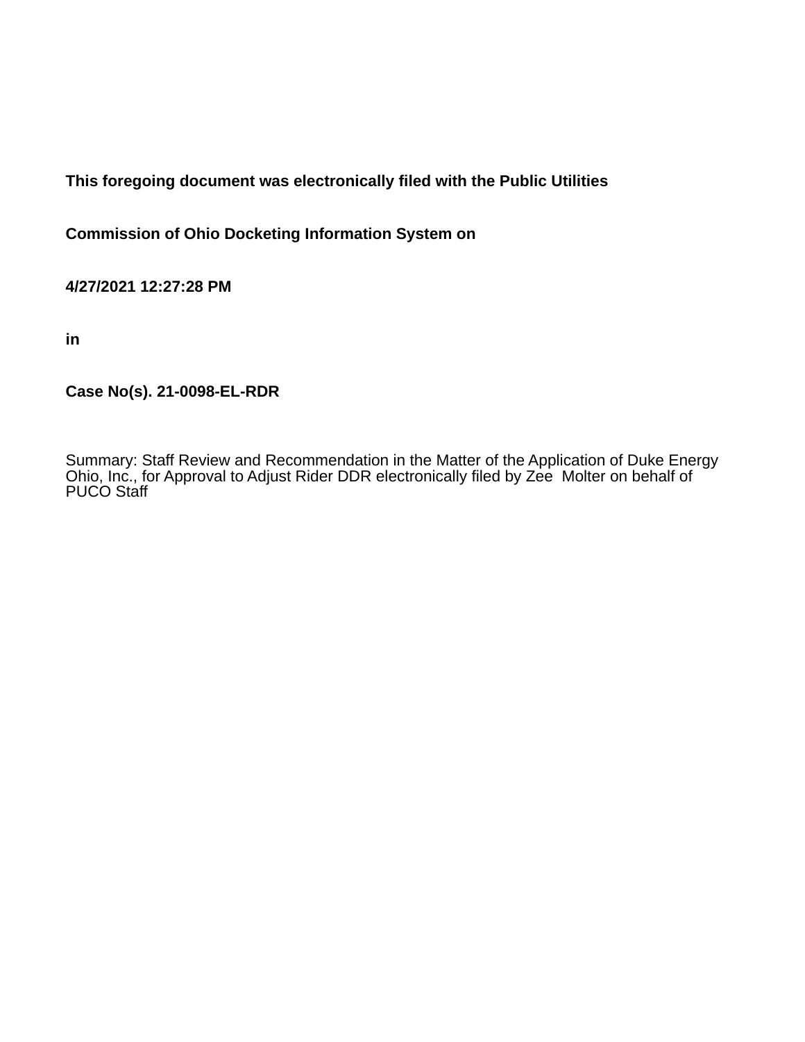**This foregoing document was electronically filed with the Public Utilities**

**Commission of Ohio Docketing Information System on**

**4/27/2021 12:27:28 PM**

**in**

**Case No(s). 21-0098-EL-RDR**

Summary: Staff Review and Recommendation in the Matter of the Application of Duke Energy Ohio, Inc., for Approval to Adjust Rider DDR electronically filed by Zee  Molter on behalf of PUCO Staff